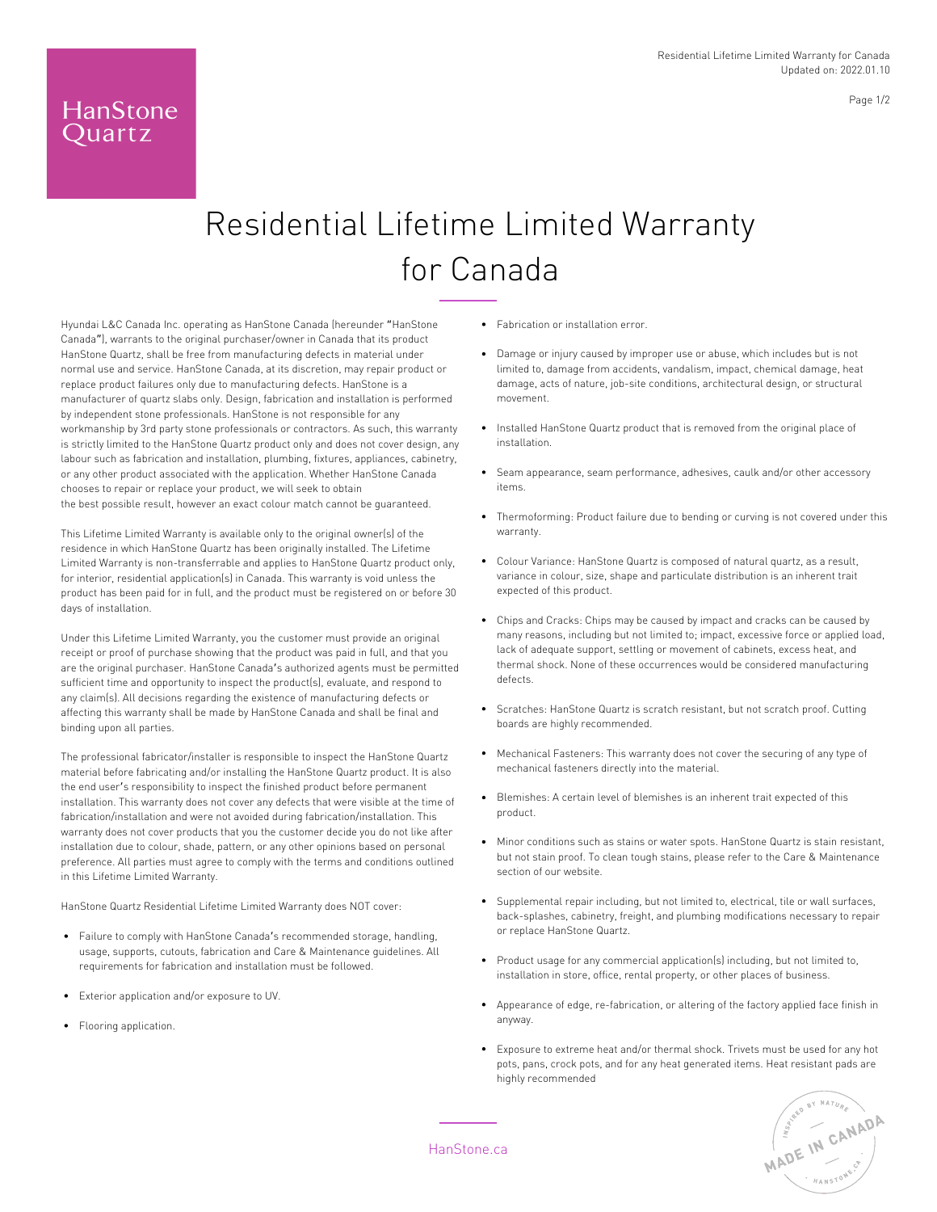HanStone Quartz

# Residential Lifetime Limited Warranty for Canada

Hyundai L&C Canada Inc. operating as HanStone Canada (hereunder "HanStone Canada"), warrants to the original purchaser/owner in Canada that its product HanStone Quartz, shall be free from manufacturing defects in material under normal use and service. HanStone Canada, at its discretion, may repair product or replace product failures only due to manufacturing defects. HanStone is a manufacturer of quartz slabs only. Design, fabrication and installation is performed by independent stone professionals. HanStone is not responsible for any workmanship by 3rd party stone professionals or contractors. As such, this warranty is strictly limited to the HanStone Quartz product only and does not cover design, any labour such as fabrication and installation, plumbing, fixtures, appliances, cabinetry, or any other product associated with the application. Whether HanStone Canada chooses to repair or replace your product, we will seek to obtain the best possible result, however an exact colour match cannot be guaranteed.

This Lifetime Limited Warranty is available only to the original owner(s) of the residence in which HanStone Quartz has been originally installed. The Lifetime Limited Warranty is non-transferrable and applies to HanStone Quartz product only, for interior, residential application(s) in Canada. This warranty is void unless the product has been paid for in full, and the product must be registered on or before 30 days of installation.

Under this Lifetime Limited Warranty, you the customer must provide an original receipt or proof of purchase showing that the product was paid in full, and that you are the original purchaser. HanStone Canada's authorized agents must be permitted sufficient time and opportunity to inspect the product(s), evaluate, and respond to any claim(s). All decisions regarding the existence of manufacturing defects or affecting this warranty shall be made by HanStone Canada and shall be final and binding upon all parties.

The professional fabricator/installer is responsible to inspect the HanStone Quartz material before fabricating and/or installing the HanStone Quartz product. It is also the end user's responsibility to inspect the finished product before permanent installation. This warranty does not cover any defects that were visible at the time of fabrication/installation and were not avoided during fabrication/installation. This warranty does not cover products that you the customer decide you do not like after installation due to colour, shade, pattern, or any other opinions based on personal preference. All parties must agree to comply with the terms and conditions outlined in this Lifetime Limited Warranty.

HanStone Quartz Residential Lifetime Limited Warranty does NOT cover:

- Failure to comply with HanStone Canada's recommended storage, handling, usage, supports, cutouts, fabrication and Care & Maintenance guidelines. All requirements for fabrication and installation must be followed.
- Exterior application and/or exposure to UV.
- Flooring application.
- Fabrication or installation error.
- Damage or injury caused by improper use or abuse, which includes but is not limited to, damage from accidents, vandalism, impact, chemical damage, heat damage, acts of nature, job-site conditions, architectural design, or structural movement.
- Installed HanStone Quartz product that is removed from the original place of installation.
- Seam appearance, seam performance, adhesives, caulk and/or other accessory items.
- Thermoforming: Product failure due to bending or curving is not covered under this warranty.
- Colour Variance: HanStone Quartz is composed of natural quartz, as a result, variance in colour, size, shape and particulate distribution is an inherent trait expected of this product.
- Chips and Cracks: Chips may be caused by impact and cracks can be caused by many reasons, including but not limited to; impact, excessive force or applied load, lack of adequate support, settling or movement of cabinets, excess heat, and thermal shock. None of these occurrences would be considered manufacturing defects.
- Scratches: HanStone Quartz is scratch resistant, but not scratch proof. Cutting boards are highly recommended.
- Mechanical Fasteners: This warranty does not cover the securing of any type of mechanical fasteners directly into the material.
- Blemishes: A certain level of blemishes is an inherent trait expected of this product.
- Minor conditions such as stains or water spots. HanStone Quartz is stain resistant, but not stain proof. To clean tough stains, please refer to the Care & Maintenance section of our website.
- Supplemental repair including, but not limited to, electrical, tile or wall surfaces, back-splashes, cabinetry, freight, and plumbing modifications necessary to repair or replace HanStone Quartz.
- Product usage for any commercial application(s) including, but not limited to, installation in store, office, rental property, or other places of business.
- Appearance of edge, re-fabrication, or altering of the factory applied face finish in anyway.
- Exposure to extreme heat and/or thermal shock. Trivets must be used for any hot pots, pans, crock pots, and for any heat generated items. Heat resistant pads are highly recommended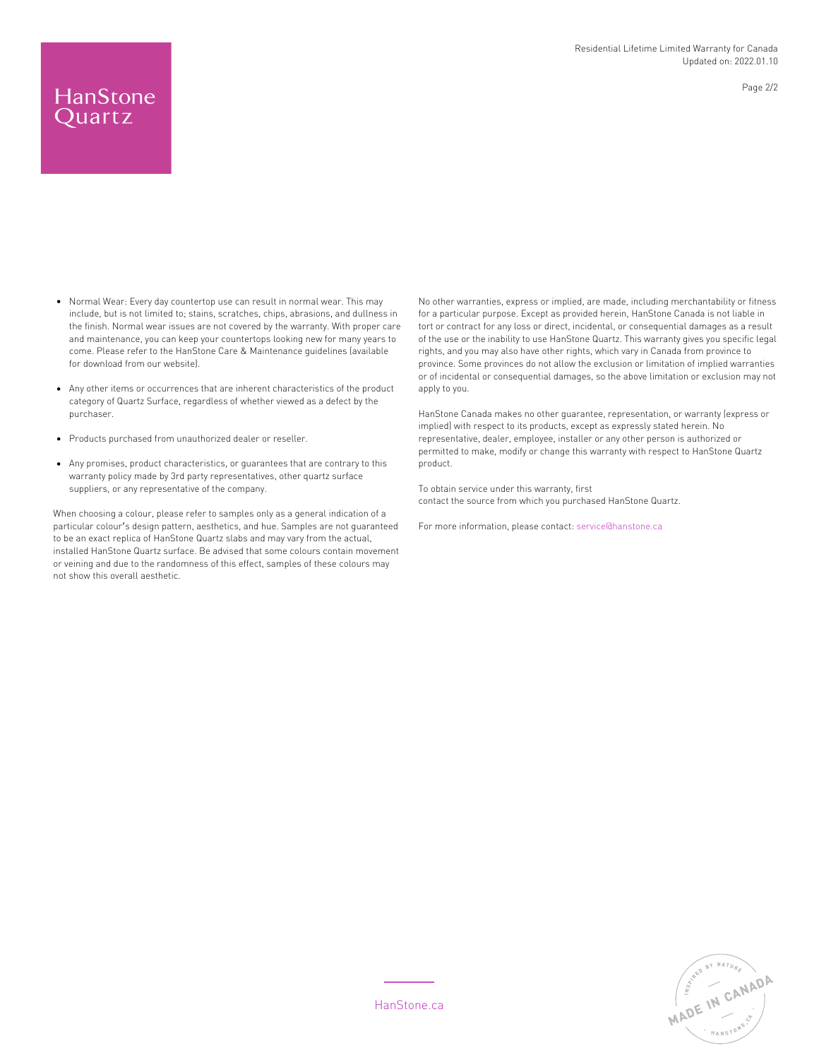- Normal Wear: Every day countertop use can result in normal wear. This may include, but is not limited to; stains, scratches, chips, abrasions, and dullness in the finish. Normal wear issues are not covered by the warranty. With proper care and maintenance, you can keep your countertops looking new for many years to come. Please refer to the HanStone Care & Maintenance guidelines (available for download from our website).
- Any other items or occurrences that are inherent characteristics of the product category of Quartz Surface, regardless of whether viewed as a defect by the purchaser.
- Products purchased from unauthorized dealer or reseller.
- Any promises, product characteristics, or guarantees that are contrary to this warranty policy made by 3rd party representatives, other quartz surface suppliers, or any representative of the company.

When choosing a colour, please refer to samples only as a general indication of a particular colour's design pattern, aesthetics, and hue. Samples are not guaranteed to be an exact replica of HanStone Quartz slabs and may vary from the actual, installed HanStone Quartz surface. Be advised that some colours contain movement or veining and due to the randomness of this effect, samples of these colours may not show this overall aesthetic.

No other warranties, express or implied, are made, including merchantability or fitness for a particular purpose. Except as provided herein, HanStone Canada is not liable in tort or contract for any loss or direct, incidental, or consequential damages as a result of the use or the inability to use HanStone Quartz. This warranty gives you specific legal rights, and you may also have other rights, which vary in Canada from province to province. Some provinces do not allow the exclusion or limitation of implied warranties or of incidental or consequential damages, so the above limitation or exclusion may not apply to you.

HanStone Canada makes no other guarantee, representation, or warranty (express or implied) with respect to its products, except as expressly stated herein. No representative, dealer, employee, installer or any other person is authorized or permitted to make, modify or change this warranty with respect to HanStone Quartz product.

To obtain service under this warranty, first contact the source from which you purchased HanStone Quartz.

For more information, please contact: service@hanstone.ca